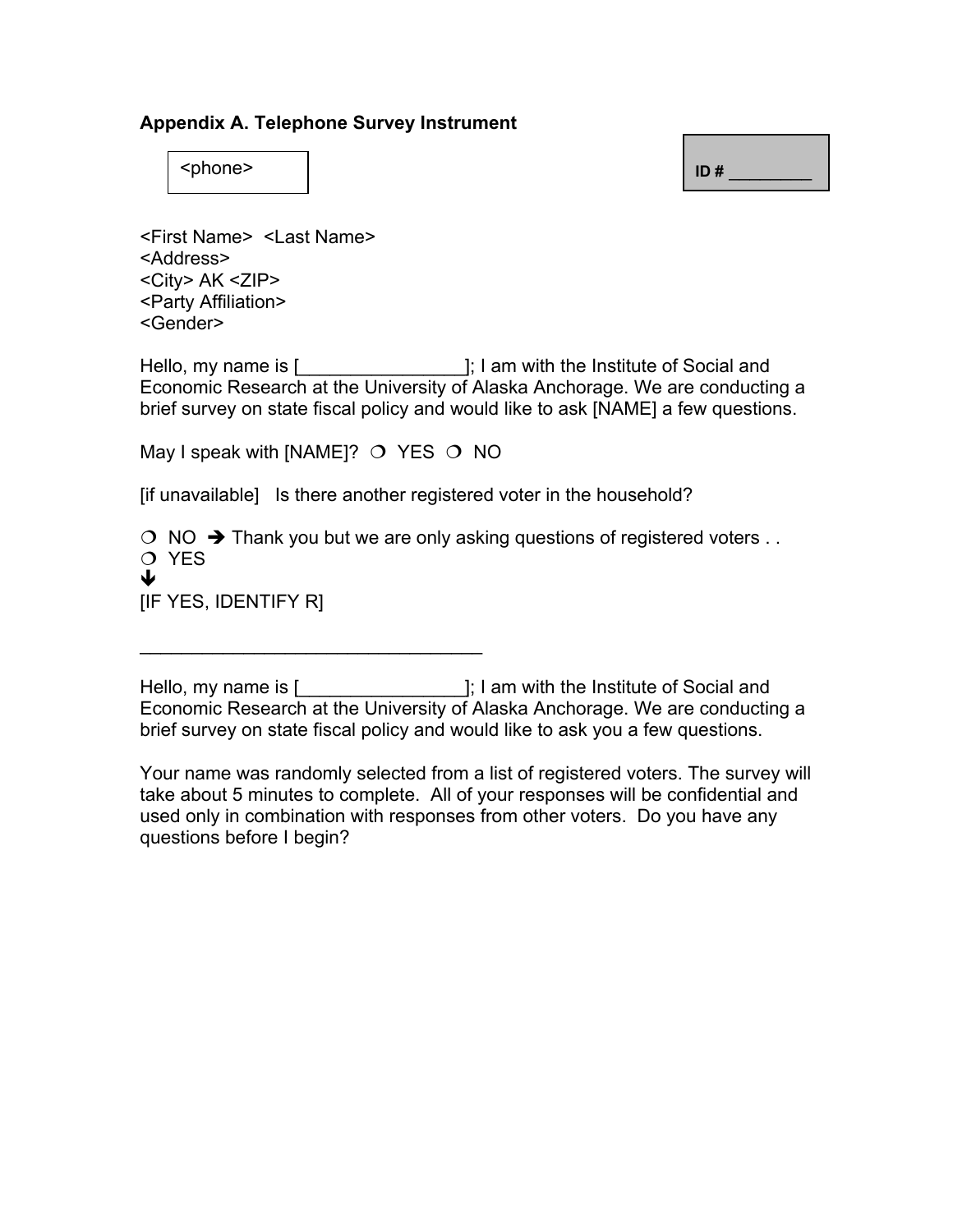### Appendix A. Telephone Survey Instrument

<phone>

ID # _________

<First Name> <Last Name>
<Address>
<City> AK <ZIP>
<Party Affiliation>
<Gender>

Hello, my name is [________________]; I am with the Institute of Social and Economic Research at the University of Alaska Anchorage. We are conducting a brief survey on state fiscal policy and would like to ask [NAME] a few questions.

May I speak with [NAME]? ❍ YES ❍ NO

[if unavailable] Is there another registered voter in the household?

❍ NO ➔ Thank you but we are only asking questions of registered voters . .
❍ YES
↓
[IF YES, IDENTIFY R]

_________________________________

Hello, my name is [________________]; I am with the Institute of Social and Economic Research at the University of Alaska Anchorage. We are conducting a brief survey on state fiscal policy and would like to ask you a few questions.

Your name was randomly selected from a list of registered voters. The survey will take about 5 minutes to complete. All of your responses will be confidential and used only in combination with responses from other voters. Do you have any questions before I begin?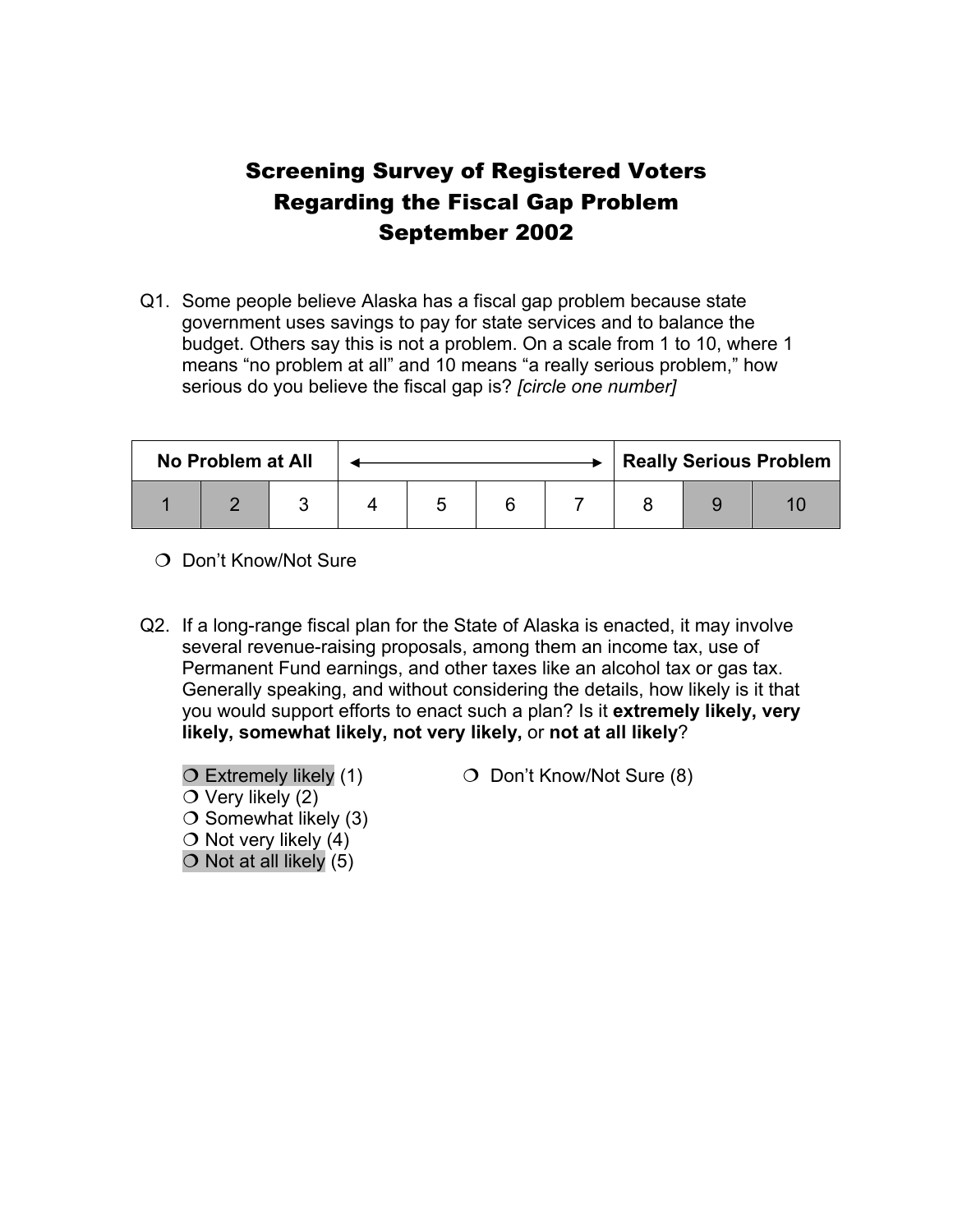# Screening Survey of Registered Voters Regarding the Fiscal Gap Problem September 2002

Q1. Some people believe Alaska has a fiscal gap problem because state government uses savings to pay for state services and to balance the budget. Others say this is not a problem. On a scale from 1 to 10, where 1 means "no problem at all" and 10 means "a really serious problem," how serious do you believe the fiscal gap is? *[circle one number]*

| No Problem at All | | | ← → | | | | Really Serious Problem | | |
|---|---|---|---|---|---|---|---|---|---|
| 1 | 2 | 3 | 4 | 5 | 6 | 7 | 8 | 9 | 10 |

❍ Don't Know/Not Sure

Q2. If a long-range fiscal plan for the State of Alaska is enacted, it may involve several revenue-raising proposals, among them an income tax, use of Permanent Fund earnings, and other taxes like an alcohol tax or gas tax. Generally speaking, and without considering the details, how likely is it that you would support efforts to enact such a plan? Is it **extremely likely, very likely, somewhat likely, not very likely,** or **not at all likely**?

❍ Extremely likely (1)
❍ Very likely (2)
❍ Somewhat likely (3)
❍ Not very likely (4)
❍ Not at all likely (5)

❍ Don't Know/Not Sure (8)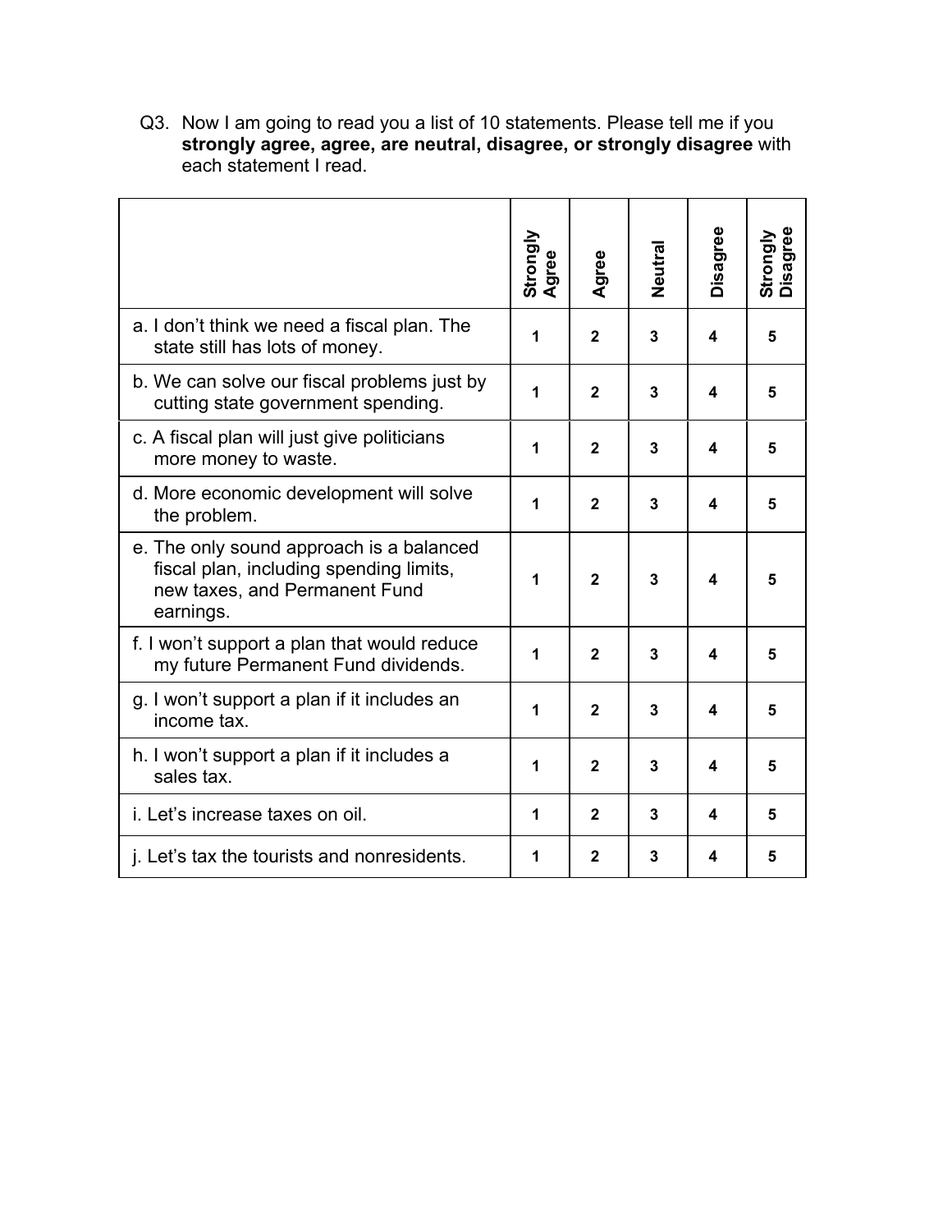Q3. Now I am going to read you a list of 10 statements. Please tell me if you **strongly agree, agree, are neutral, disagree, or strongly disagree** with each statement I read.

| | Strongly Agree | Agree | Neutral | Disagree | Strongly Disagree |
|---|---|---|---|---|---|
| a. I don't think we need a fiscal plan. The state still has lots of money. | 1 | 2 | 3 | 4 | 5 |
| b. We can solve our fiscal problems just by cutting state government spending. | 1 | 2 | 3 | 4 | 5 |
| c. A fiscal plan will just give politicians more money to waste. | 1 | 2 | 3 | 4 | 5 |
| d. More economic development will solve the problem. | 1 | 2 | 3 | 4 | 5 |
| e. The only sound approach is a balanced fiscal plan, including spending limits, new taxes, and Permanent Fund earnings. | 1 | 2 | 3 | 4 | 5 |
| f. I won't support a plan that would reduce my future Permanent Fund dividends. | 1 | 2 | 3 | 4 | 5 |
| g. I won't support a plan if it includes an income tax. | 1 | 2 | 3 | 4 | 5 |
| h. I won't support a plan if it includes a sales tax. | 1 | 2 | 3 | 4 | 5 |
| i. Let's increase taxes on oil. | 1 | 2 | 3 | 4 | 5 |
| j. Let's tax the tourists and nonresidents. | 1 | 2 | 3 | 4 | 5 |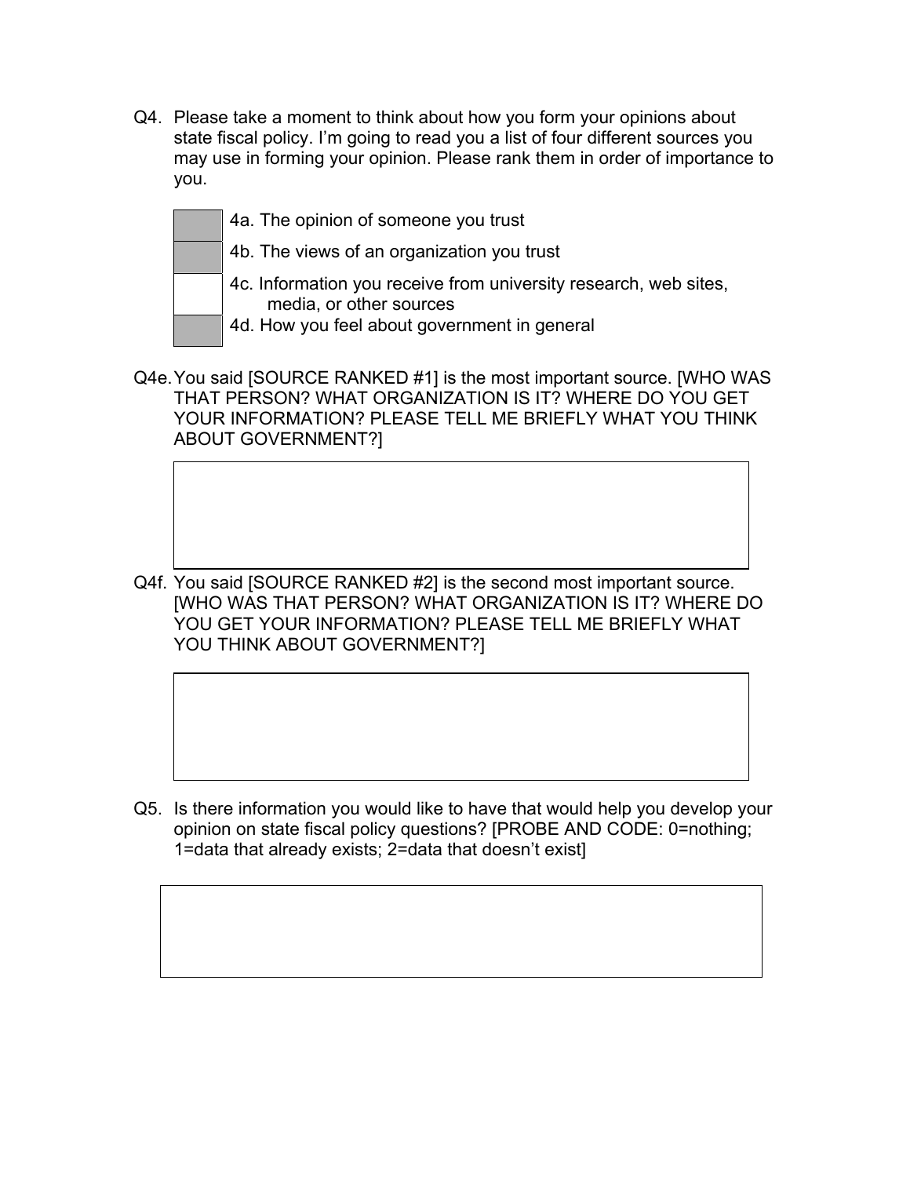Q4. Please take a moment to think about how you form your opinions about state fiscal policy. I'm going to read you a list of four different sources you may use in forming your opinion. Please rank them in order of importance to you.

- [ ] 4a. The opinion of someone you trust
- [ ] 4b. The views of an organization you trust
- [ ] 4c. Information you receive from university research, web sites, media, or other sources
- [ ] 4d. How you feel about government in general

Q4e. You said [SOURCE RANKED #1] is the most important source. [WHO WAS THAT PERSON? WHAT ORGANIZATION IS IT? WHERE DO YOU GET YOUR INFORMATION? PLEASE TELL ME BRIEFLY WHAT YOU THINK ABOUT GOVERNMENT?]

| |
|---|
| |

Q4f. You said [SOURCE RANKED #2] is the second most important source. [WHO WAS THAT PERSON? WHAT ORGANIZATION IS IT? WHERE DO YOU GET YOUR INFORMATION? PLEASE TELL ME BRIEFLY WHAT YOU THINK ABOUT GOVERNMENT?]

| |
|---|
| |

Q5. Is there information you would like to have that would help you develop your opinion on state fiscal policy questions? [PROBE AND CODE: 0=nothing; 1=data that already exists; 2=data that doesn't exist]

| |
|---|
| |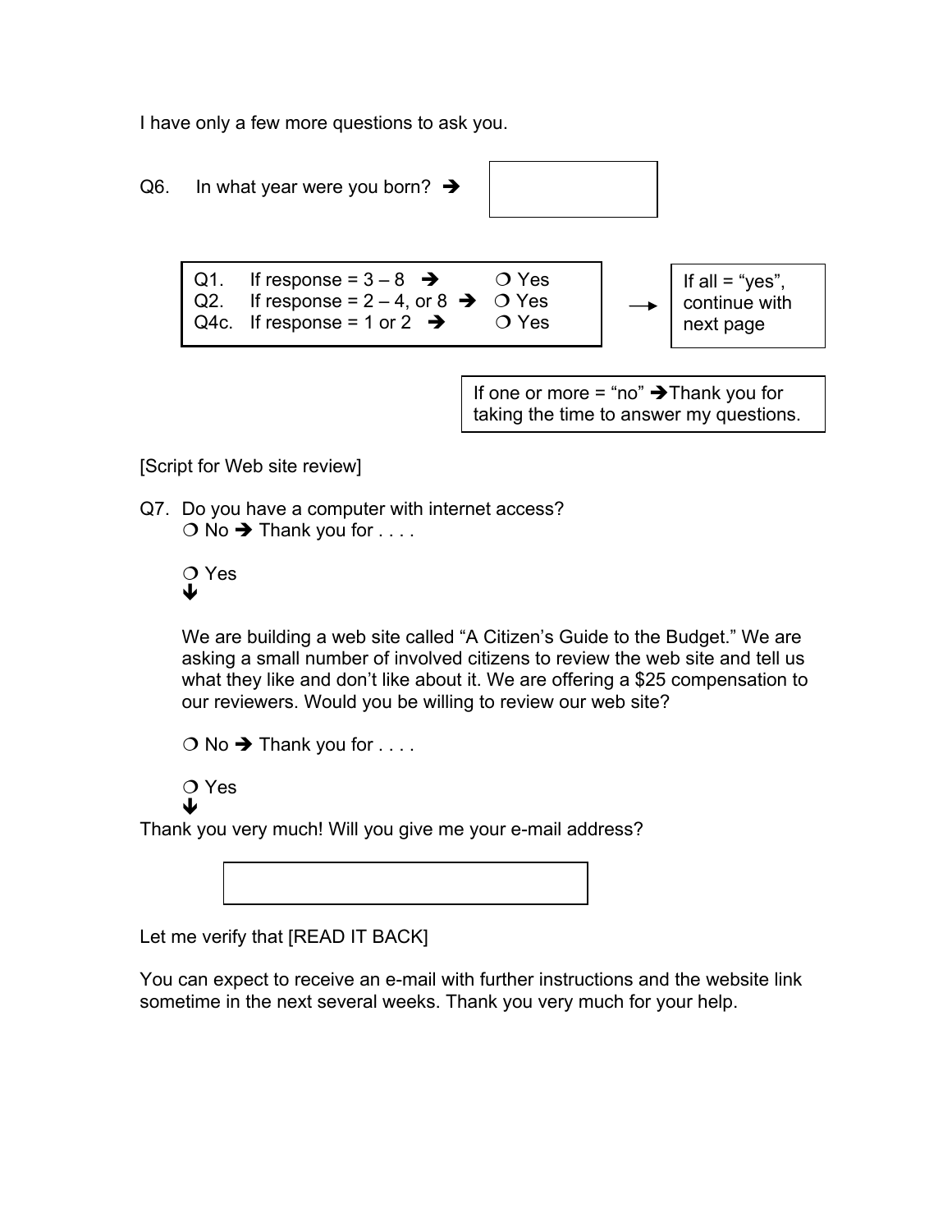I have only a few more questions to ask you.

Q6. In what year were you born? ➔ [ ]

| | | |
|---|---|---|
| Q1. | If response = 3 – 8 ➔ | ❍ Yes |
| Q2. | If response = 2 – 4, or 8 ➔ | ❍ Yes |
| Q4c. | If response = 1 or 2 ➔ | ❍ Yes |

→ If all = "yes", continue with next page

If one or more = "no" ➔Thank you for taking the time to answer my questions.

[Script for Web site review]

Q7. Do you have a computer with internet access?

❍ No ➔ Thank you for . . . .

❍ Yes
↓

We are building a web site called "A Citizen's Guide to the Budget." We are asking a small number of involved citizens to review the web site and tell us what they like and don't like about it. We are offering a $25 compensation to our reviewers. Would you be willing to review our web site?

❍ No ➔ Thank you for . . . .

❍ Yes
↓

Thank you very much! Will you give me your e-mail address?

[ ]

Let me verify that [READ IT BACK]

You can expect to receive an e-mail with further instructions and the website link sometime in the next several weeks. Thank you very much for your help.